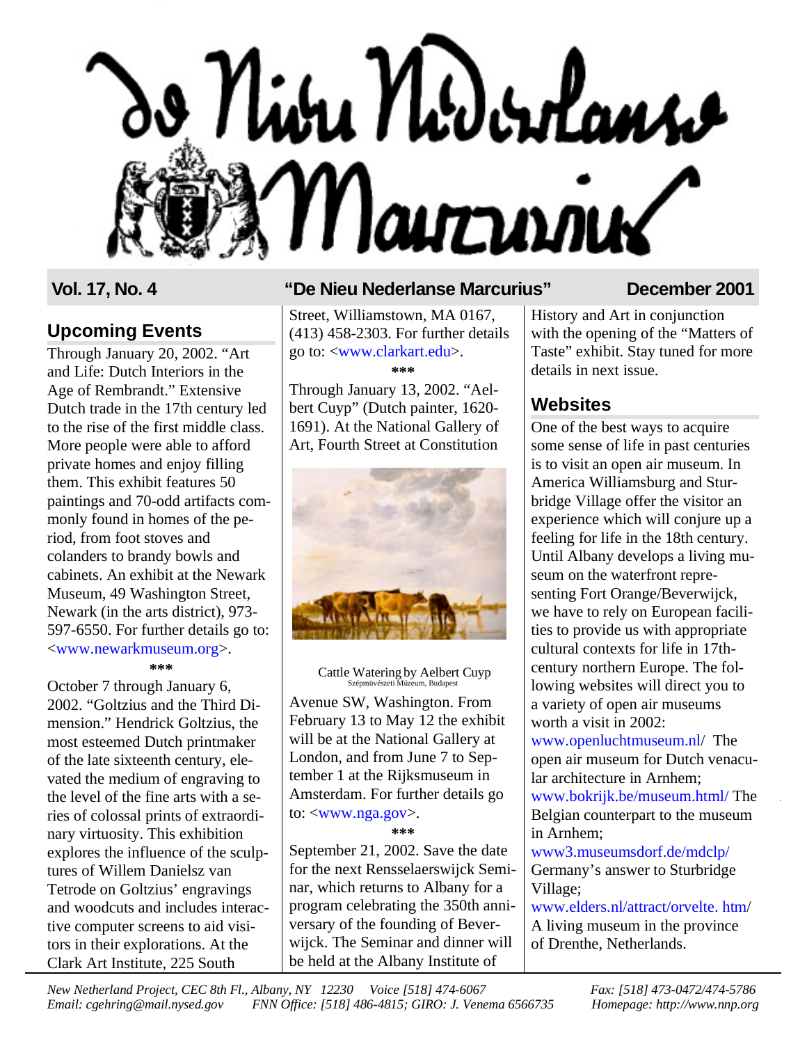# De Nieu Nederlanse Marcurius

**Vol. 17, No. 4** **"De Nieu Nederlanse Marcurius"** **December 2001**

## Upcoming Events

Through January 20, 2002. "Art and Life: Dutch Interiors in the Age of Rembrandt." Extensive Dutch trade in the 17th century led to the rise of the first middle class. More people were able to afford private homes and enjoy filling them. This exhibit features 50 paintings and 70-odd artifacts commonly found in homes of the period, from foot stoves and colanders to brandy bowls and cabinets. An exhibit at the Newark Museum, 49 Washington Street, Newark (in the arts district), 973-597-6550. For further details go to: <www.newarkmuseum.org>.

***

October 7 through January 6, 2002. "Goltzius and the Third Dimension." Hendrick Goltzius, the most esteemed Dutch printmaker of the late sixteenth century, elevated the medium of engraving to the level of the fine arts with a series of colossal prints of extraordinary virtuosity. This exhibition explores the influence of the sculptures of Willem Danielsz van Tetrode on Goltzius' engravings and woodcuts and includes interactive computer screens to aid visitors in their explorations. At the Clark Art Institute, 225 South Street, Williamstown, MA 0167, (413) 458-2303. For further details go to: <www.clarkart.edu>.

***

Through January 13, 2002. "Aelbert Cuyp" (Dutch painter, 1620-1691). At the National Gallery of Art, Fourth Street at Constitution Avenue SW, Washington. From February 13 to May 12 the exhibit will be at the National Gallery at London, and from June 7 to September 1 at the Rijksmuseum in Amsterdam. For further details go to: <www.nga.gov>.

Cattle Watering by Aelbert Cuyp
Szépművészeti Múzeum, Budapest

***

September 21, 2002. Save the date for the next Rensselaerswijck Seminar, which returns to Albany for a program celebrating the 350th anniversary of the founding of Beverwijck. The Seminar and dinner will be held at the Albany Institute of History and Art in conjunction with the opening of the "Matters of Taste" exhibit. Stay tuned for more details in next issue.

## Websites

One of the best ways to acquire some sense of life in past centuries is to visit an open air museum. In America Williamsburg and Sturbridge Village offer the visitor an experience which will conjure up a feeling for life in the 18th century. Until Albany develops a living museum on the waterfront representing Fort Orange/Beverwijck, we have to rely on European facilities to provide us with appropriate cultural contexts for life in 17th-century northern Europe. The following websites will direct you to a variety of open air museums worth a visit in 2002:

www.openluchtmuseum.nl/ The open air museum for Dutch venacular architecture in Arnhem;

www.bokrijk.be/museum.html/ The Belgian counterpart to the museum in Arnhem;

www3.museumsdorf.de/mdclp/ Germany's answer to Sturbridge Village;

www.elders.nl/attract/orvelte. htm/ A living museum in the province of Drenthe, Netherlands.

*New Netherland Project, CEC 8th Fl., Albany, NY 12230 Voice [518] 474-6067 Fax: [518] 473-0472/474-5786*
*Email: cgehring@mail.nysed.gov FNN Office: [518] 486-4815; GIRO: J. Venema 6566735 Homepage: http://www.nnp.org*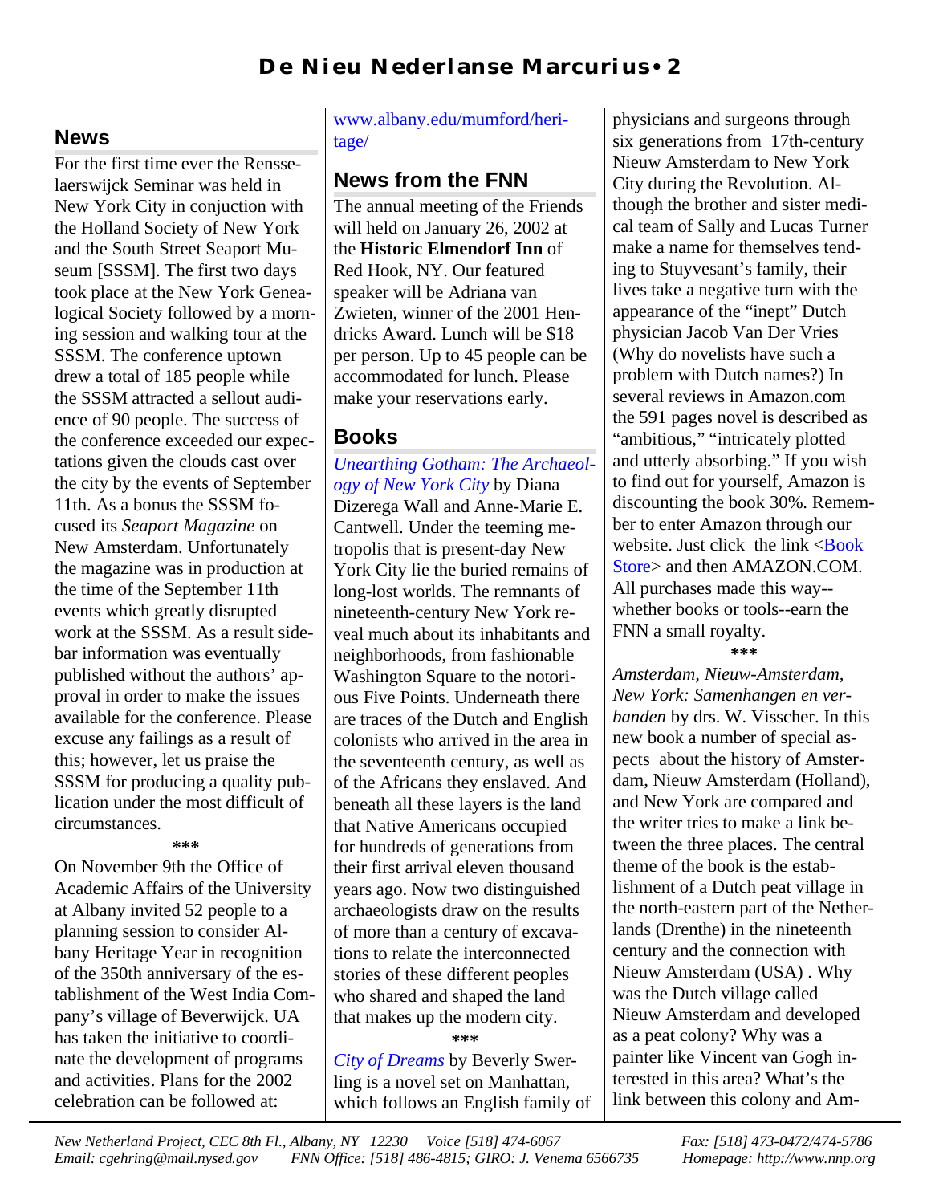## News

For the first time ever the Rensselaerswijck Seminar was held in New York City in conjuction with the Holland Society of New York and the South Street Seaport Museum [SSSM]. The first two days took place at the New York Genealogical Society followed by a morning session and walking tour at the SSSM. The conference uptown drew a total of 185 people while the SSSM attracted a sellout audience of 90 people. The success of the conference exceeded our expectations given the clouds cast over the city by the events of September 11th. As a bonus the SSSM focused its *Seaport Magazine* on New Amsterdam. Unfortunately the magazine was in production at the time of the September 11th events which greatly disrupted work at the SSSM. As a result sidebar information was eventually published without the authors' approval in order to make the issues available for the conference. Please excuse any failings as a result of this; however, let us praise the SSSM for producing a quality publication under the most difficult of circumstances.

***

On November 9th the Office of Academic Affairs of the University at Albany invited 52 people to a planning session to consider Albany Heritage Year in recognition of the 350th anniversary of the establishment of the West India Company's village of Beverwijck. UA has taken the initiative to coordinate the development of programs and activities. Plans for the 2002 celebration can be followed at: www.albany.edu/mumford/heritage/

## News from the FNN

The annual meeting of the Friends will held on January 26, 2002 at the **Historic Elmendorf Inn** of Red Hook, NY. Our featured speaker will be Adriana van Zwieten, winner of the 2001 Hendricks Award. Lunch will be $18 per person. Up to 45 people can be accommodated for lunch. Please make your reservations early.

## Books

*Unearthing Gotham: The Archaeology of New York City* by Diana Dizerega Wall and Anne-Marie E. Cantwell. Under the teeming metropolis that is present-day New York City lie the buried remains of long-lost worlds. The remnants of nineteenth-century New York reveal much about its inhabitants and neighborhoods, from fashionable Washington Square to the notorious Five Points. Underneath there are traces of the Dutch and English colonists who arrived in the area in the seventeenth century, as well as of the Africans they enslaved. And beneath all these layers is the land that Native Americans occupied for hundreds of generations from their first arrival eleven thousand years ago. Now two distinguished archaeologists draw on the results of more than a century of excavations to relate the interconnected stories of these different peoples who shared and shaped the land that makes up the modern city.

***

*City of Dreams* by Beverly Swerling is a novel set on Manhattan, which follows an English family of physicians and surgeons through six generations from 17th-century Nieuw Amsterdam to New York City during the Revolution. Although the brother and sister medical team of Sally and Lucas Turner make a name for themselves tending to Stuyvesant's family, their lives take a negative turn with the appearance of the "inept" Dutch physician Jacob Van Der Vries (Why do novelists have such a problem with Dutch names?) In several reviews in Amazon.com the 591 pages novel is described as "ambitious," "intricately plotted and utterly absorbing." If you wish to find out for yourself, Amazon is discounting the book 30%. Remember to enter Amazon through our website. Just click the link <Book Store> and then AMAZON.COM. All purchases made this way--whether books or tools--earn the FNN a small royalty.

***

*Amsterdam, Nieuw-Amsterdam, New York: Samenhangen en verbanden* by drs. W. Visscher. In this new book a number of special aspects about the history of Amsterdam, Nieuw Amsterdam (Holland), and New York are compared and the writer tries to make a link between the three places. The central theme of the book is the establishment of a Dutch peat village in the north-eastern part of the Netherlands (Drenthe) in the nineteenth century and the connection with Nieuw Amsterdam (USA) . Why was the Dutch village called Nieuw Amsterdam and developed as a peat colony? Why was a painter like Vincent van Gogh interested in this area? What's the link between this colony and Am-

*New Netherland Project, CEC 8th Fl., Albany, NY 12230 Voice [518] 474-6067 Fax: [518] 473-0472/474-5786*
*Email: cgehring@mail.nysed.gov FNN Office: [518] 486-4815; GIRO: J. Venema 6566735 Homepage: http://www.nnp.org*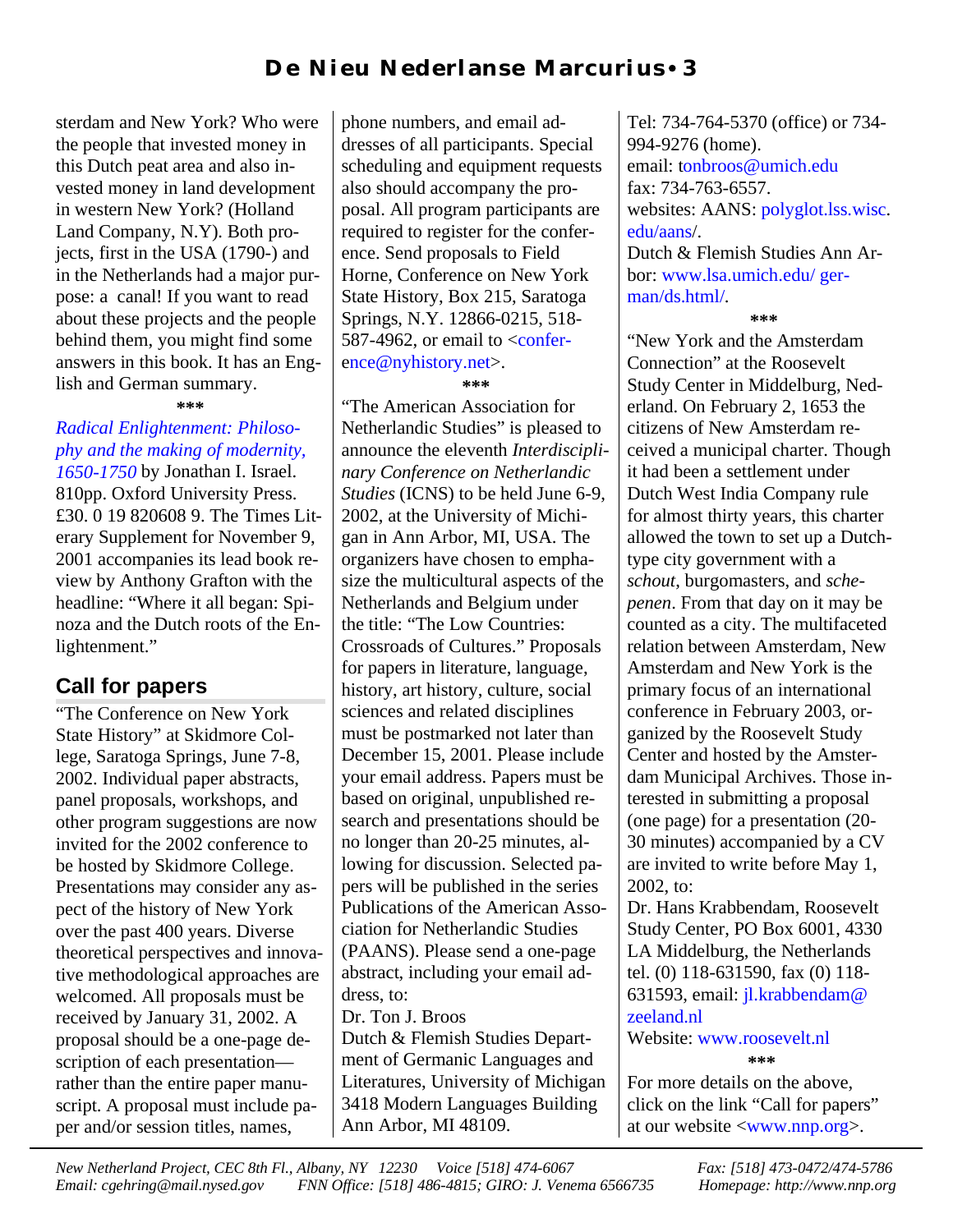sterdam and New York? Who were the people that invested money in this Dutch peat area and also invested money in land development in western New York? (Holland Land Company, N.Y). Both projects, first in the USA (1790-) and in the Netherlands had a major purpose: a canal! If you want to read about these projects and the people behind them, you might find some answers in this book. It has an English and German summary.

***

*Radical Enlightenment: Philosophy and the making of modernity, 1650-1750* by Jonathan I. Israel. 810pp. Oxford University Press. £30. 0 19 820608 9. The Times Literary Supplement for November 9, 2001 accompanies its lead book review by Anthony Grafton with the headline: "Where it all began: Spinoza and the Dutch roots of the Enlightenment."

## Call for papers

"The Conference on New York State History" at Skidmore College, Saratoga Springs, June 7-8, 2002. Individual paper abstracts, panel proposals, workshops, and other program suggestions are now invited for the 2002 conference to be hosted by Skidmore College. Presentations may consider any aspect of the history of New York over the past 400 years. Diverse theoretical perspectives and innovative methodological approaches are welcomed. All proposals must be received by January 31, 2002. A proposal should be a one-page description of each presentation—rather than the entire paper manuscript. A proposal must include paper and/or session titles, names, phone numbers, and email addresses of all participants. Special scheduling and equipment requests also should accompany the proposal. All program participants are required to register for the conference. Send proposals to Field Horne, Conference on New York State History, Box 215, Saratoga Springs, N.Y. 12866-0215, 518-587-4962, or email to <conference@nyhistory.net>.

***

"The American Association for Netherlandic Studies" is pleased to announce the eleventh *Interdisciplinary Conference on Netherlandic Studies* (ICNS) to be held June 6-9, 2002, at the University of Michigan in Ann Arbor, MI, USA. The organizers have chosen to emphasize the multicultural aspects of the Netherlands and Belgium under the title: "The Low Countries: Crossroads of Cultures." Proposals for papers in literature, language, history, art history, culture, social sciences and related disciplines must be postmarked not later than December 15, 2001. Please include your email address. Papers must be based on original, unpublished research and presentations should be no longer than 20-25 minutes, allowing for discussion. Selected papers will be published in the series Publications of the American Association for Netherlandic Studies (PAANS). Please send a one-page abstract, including your email address, to:

Dr. Ton J. Broos
Dutch & Flemish Studies Department of Germanic Languages and Literatures, University of Michigan
3418 Modern Languages Building
Ann Arbor, MI 48109.
Tel: 734-764-5370 (office) or 734-994-9276 (home).
email: tonbroos@umich.edu
fax: 734-763-6557.
websites: AANS: polyglot.lss.wisc.edu/aans/.
Dutch & Flemish Studies Ann Arbor: www.lsa.umich.edu/ german/ds.html/.

***

"New York and the Amsterdam Connection" at the Roosevelt Study Center in Middelburg, Nederland. On February 2, 1653 the citizens of New Amsterdam received a municipal charter. Though it had been a settlement under Dutch West India Company rule for almost thirty years, this charter allowed the town to set up a Dutch-type city government with a *schout*, burgomasters, and *schepenen*. From that day on it may be counted as a city. The multifaceted relation between Amsterdam, New Amsterdam and New York is the primary focus of an international conference in February 2003, organized by the Roosevelt Study Center and hosted by the Amsterdam Municipal Archives. Those interested in submitting a proposal (one page) for a presentation (20-30 minutes) accompanied by a CV are invited to write before May 1, 2002, to:

Dr. Hans Krabbendam, Roosevelt Study Center, PO Box 6001, 4330 LA Middelburg, the Netherlands tel. (0) 118-631590, fax (0) 118-631593, email: jl.krabbendam@zeeland.nl
Website: www.roosevelt.nl

***

For more details on the above, click on the link "Call for papers" at our website <www.nnp.org>.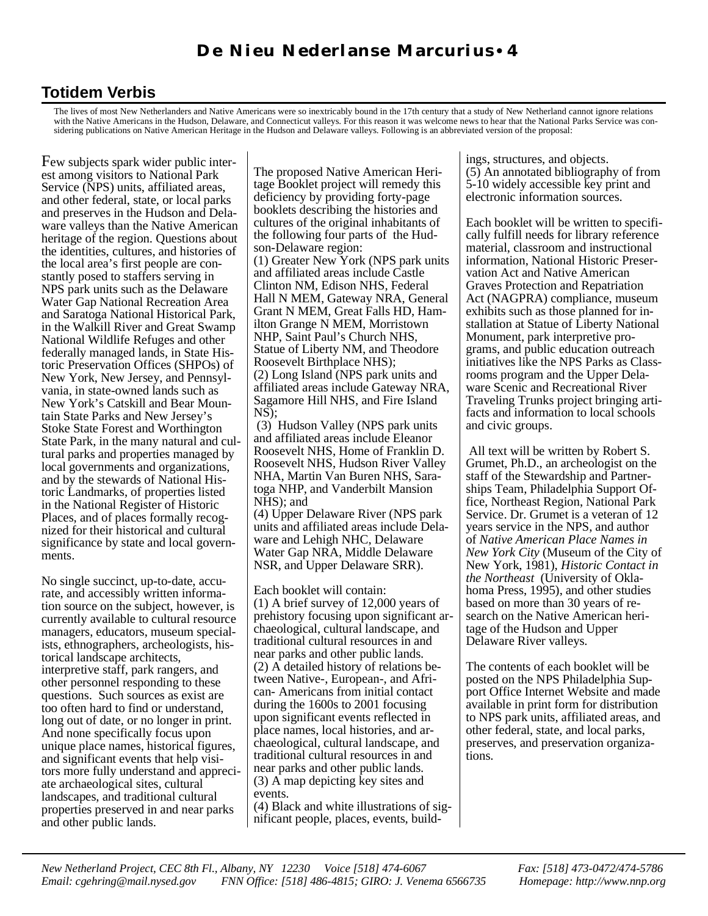## Totidem Verbis

The lives of most New Netherlanders and Native Americans were so inextricably bound in the 17th century that a study of New Netherland cannot ignore relations with the Native Americans in the Hudson, Delaware, and Connecticut valleys. For this reason it was welcome news to hear that the National Parks Service was considering publications on Native American Heritage in the Hudson and Delaware valleys. Following is an abbreviated version of the proposal:

Few subjects spark wider public interest among visitors to National Park Service (NPS) units, affiliated areas, and other federal, state, or local parks and preserves in the Hudson and Delaware valleys than the Native American heritage of the region. Questions about the identities, cultures, and histories of the local area's first people are constantly posed to staffers serving in NPS park units such as the Delaware Water Gap National Recreation Area and Saratoga National Historical Park, in the Walkill River and Great Swamp National Wildlife Refuges and other federally managed lands, in State Historic Preservation Offices (SHPOs) of New York, New Jersey, and Pennsylvania, in state-owned lands such as New York's Catskill and Bear Mountain State Parks and New Jersey's Stoke State Forest and Worthington State Park, in the many natural and cultural parks and properties managed by local governments and organizations, and by the stewards of National Historic Landmarks, of properties listed in the National Register of Historic Places, and of places formally recognized for their historical and cultural significance by state and local governments.

No single succinct, up-to-date, accurate, and accessibly written information source on the subject, however, is currently available to cultural resource managers, educators, museum specialists, ethnographers, archeologists, historical landscape architects, interpretive staff, park rangers, and other personnel responding to these questions. Such sources as exist are too often hard to find or understand, long out of date, or no longer in print. And none specifically focus upon unique place names, historical figures, and significant events that help visitors more fully understand and appreciate archaeological sites, cultural landscapes, and traditional cultural properties preserved in and near parks and other public lands.

The proposed Native American Heritage Booklet project will remedy this deficiency by providing forty-page booklets describing the histories and cultures of the original inhabitants of the following four parts of the Hudson-Delaware region:
(1) Greater New York (NPS park units and affiliated areas include Castle Clinton NM, Edison NHS, Federal Hall N MEM, Gateway NRA, General Grant N MEM, Great Falls HD, Hamilton Grange N MEM, Morristown NHP, Saint Paul's Church NHS, Statue of Liberty NM, and Theodore Roosevelt Birthplace NHS);
(2) Long Island (NPS park units and affiliated areas include Gateway NRA, Sagamore Hill NHS, and Fire Island NS);
(3) Hudson Valley (NPS park units and affiliated areas include Eleanor Roosevelt NHS, Home of Franklin D. Roosevelt NHS, Hudson River Valley NHA, Martin Van Buren NHS, Saratoga NHP, and Vanderbilt Mansion NHS); and
(4) Upper Delaware River (NPS park units and affiliated areas include Delaware and Lehigh NHC, Delaware Water Gap NRA, Middle Delaware NSR, and Upper Delaware SRR).

Each booklet will contain:
(1) A brief survey of 12,000 years of prehistory focusing upon significant archaeological, cultural landscape, and traditional cultural resources in and near parks and other public lands.
(2) A detailed history of relations between Native-, European-, and African- Americans from initial contact during the 1600s to 2001 focusing upon significant events reflected in place names, local histories, and archaeological, cultural landscape, and traditional cultural resources in and near parks and other public lands.
(3) A map depicting key sites and events.
(4) Black and white illustrations of significant people, places, events, buildings, structures, and objects.
(5) An annotated bibliography of from 5-10 widely accessible key print and electronic information sources.

Each booklet will be written to specifically fulfill needs for library reference material, classroom and instructional information, National Historic Preservation Act and Native American Graves Protection and Repatriation Act (NAGPRA) compliance, museum exhibits such as those planned for installation at Statue of Liberty National Monument, park interpretive programs, and public education outreach initiatives like the NPS Parks as Classrooms program and the Upper Delaware Scenic and Recreational River Traveling Trunks project bringing artifacts and information to local schools and civic groups.

All text will be written by Robert S. Grumet, Ph.D., an archeologist on the staff of the Stewardship and Partnerships Team, Philadelphia Support Office, Northeast Region, National Park Service. Dr. Grumet is a veteran of 12 years service in the NPS, and author of *Native American Place Names in New York City* (Museum of the City of New York, 1981), *Historic Contact in the Northeast* (University of Oklahoma Press, 1995), and other studies based on more than 30 years of research on the Native American heritage of the Hudson and Upper Delaware River valleys.

The contents of each booklet will be posted on the NPS Philadelphia Support Office Internet Website and made available in print form for distribution to NPS park units, affiliated areas, and other federal, state, and local parks, preserves, and preservation organizations.

*New Netherland Project, CEC 8th Fl., Albany, NY 12230 Voice [518] 474-6067 Fax: [518] 473-0472/474-5786*
*Email: cgehring@mail.nysed.gov FNN Office: [518] 486-4815; GIRO: J. Venema 6566735 Homepage: http://www.nnp.org*